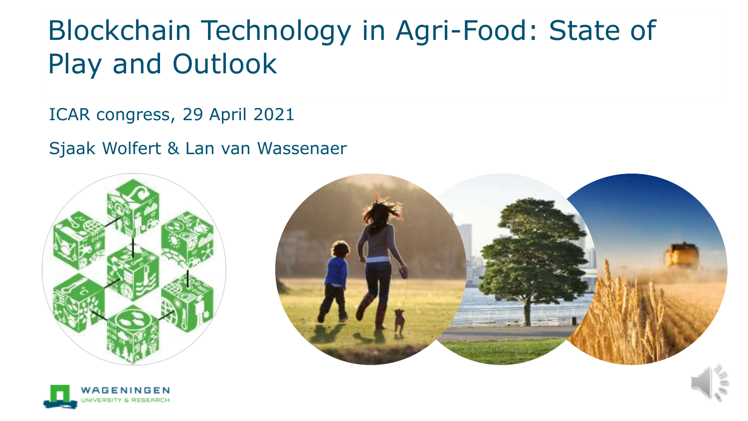# Blockchain Technology in Agri-Food: State of Play and Outlook

ICAR congress, 29 April 2021

Sjaak Wolfert & Lan van Wassenaer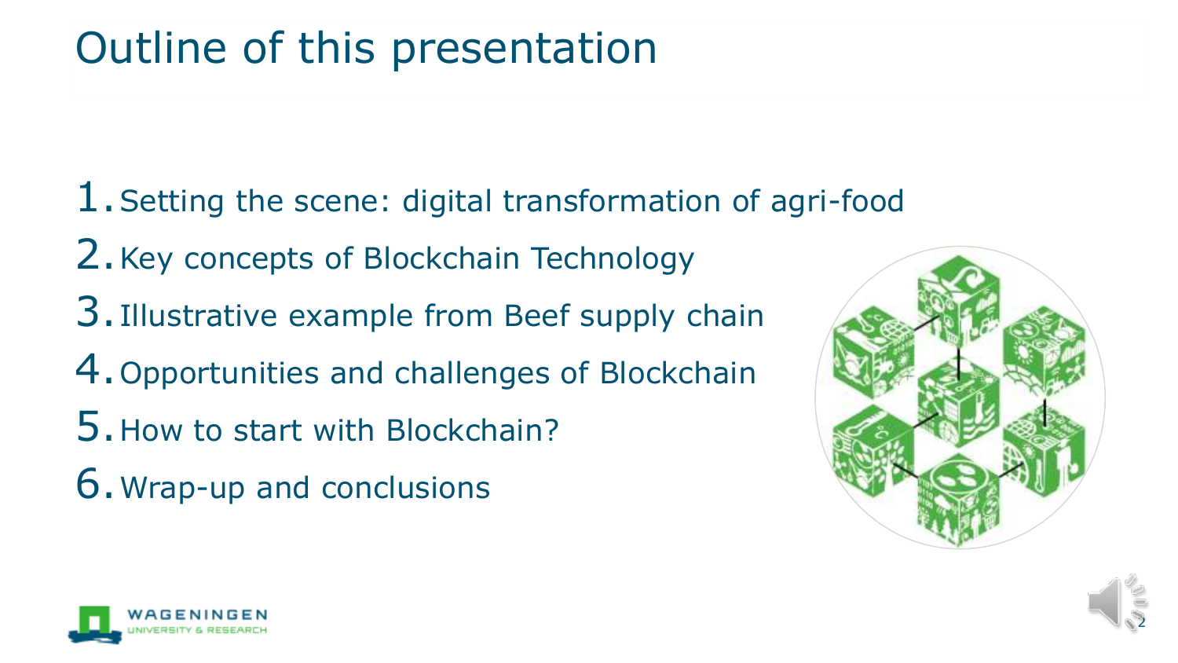# Outline of this presentation

1. Setting the scene: digital transformation of agri-food
2. Key concepts of Blockchain Technology
3. Illustrative example from Beef supply chain
4. Opportunities and challenges of Blockchain
5. How to start with Blockchain?
6. Wrap-up and conclusions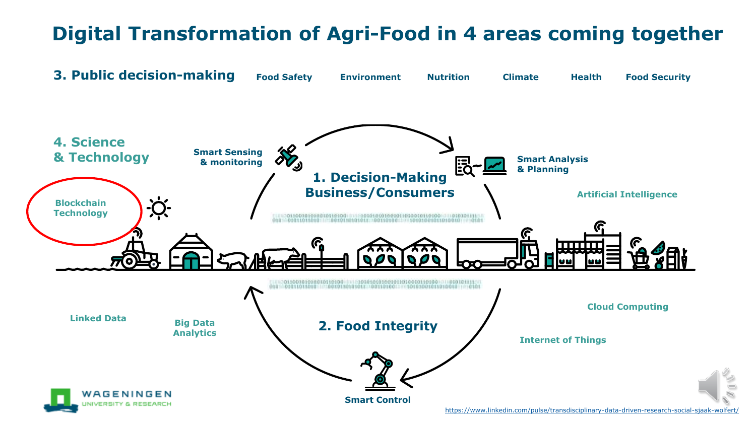# Digital Transformation of Agri-Food in 4 areas coming together

**3. Public decision-making**

Food Safety | Environment | Nutrition | Climate | Health | Food Security

**4. Science & Technology**

Blockchain Technology

Smart Sensing & monitoring

**1. Decision-Making Business/Consumers**

Smart Analysis & Planning

Artificial Intelligence

Linked Data

Big Data Analytics

**2. Food Integrity**

Cloud Computing

Internet of Things

Smart Control

https://www.linkedin.com/pulse/transdisciplinary-data-driven-research-social-sjaak-wolfert/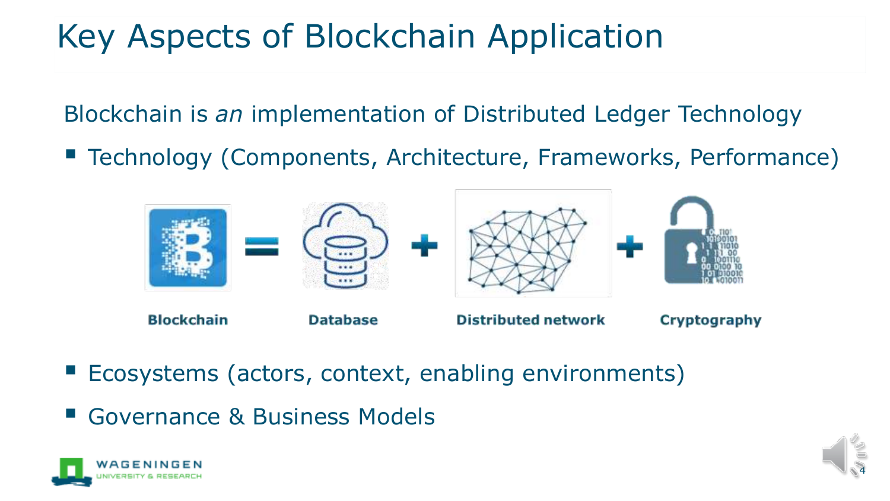# Key Aspects of Blockchain Application

Blockchain is *an* implementation of Distributed Ledger Technology

- Technology (Components, Architecture, Frameworks, Performance)

**Blockchain** = **Database** + **Distributed network** + **Cryptography**

- Ecosystems (actors, context, enabling environments)
- Governance & Business Models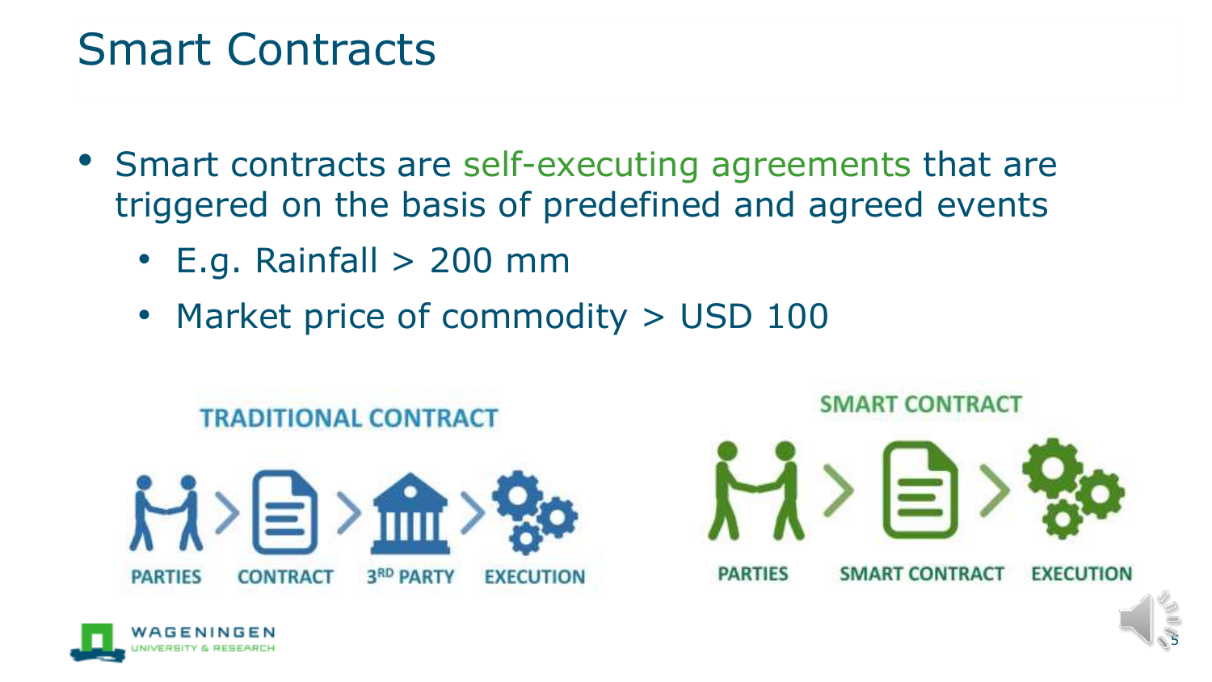# Smart Contracts

- Smart contracts are self-executing agreements that are triggered on the basis of predefined and agreed events
  - E.g. Rainfall > 200 mm
  - Market price of commodity > USD 100

**TRADITIONAL CONTRACT**

PARTIES > CONTRACT > 3RD PARTY > EXECUTION

**SMART CONTRACT**

PARTIES > SMART CONTRACT > EXECUTION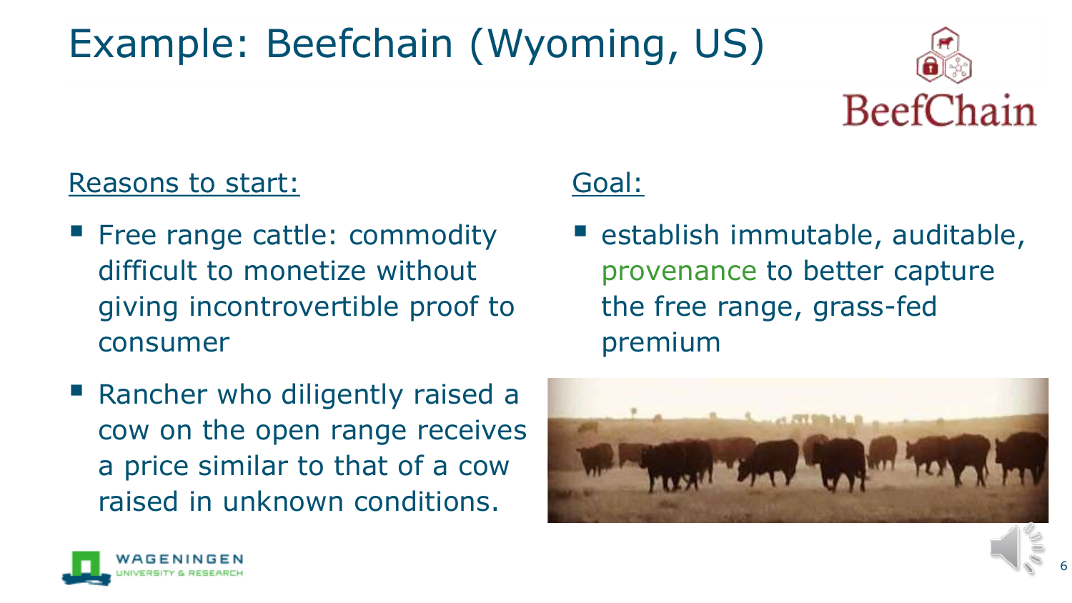# Example: Beefchain (Wyoming, US)

BeefChain

**Reasons to start:**

- Free range cattle: commodity difficult to monetize without giving incontrovertible proof to consumer
- Rancher who diligently raised a cow on the open range receives a price similar to that of a cow raised in unknown conditions.

**Goal:**

- establish immutable, auditable, provenance to better capture the free range, grass-fed premium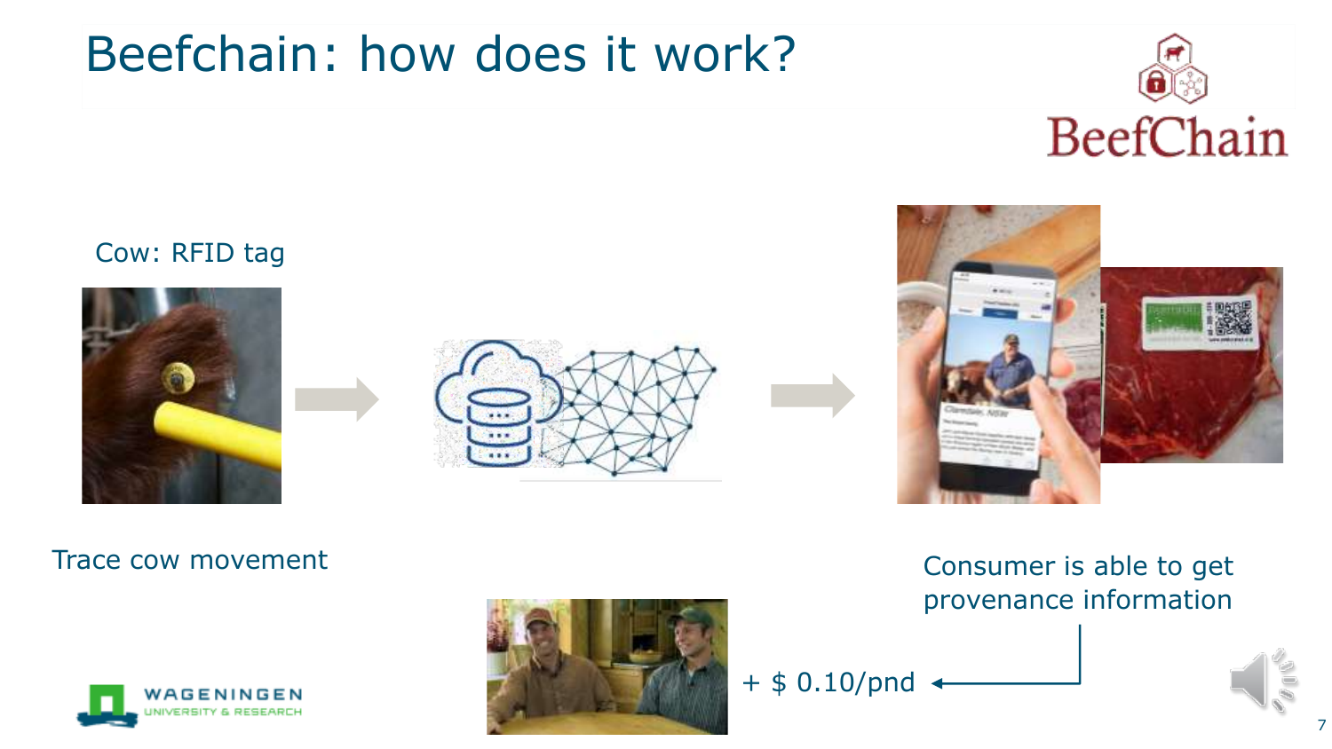# Beefchain: how does it work?

Cow: RFID tag

Trace cow movement

Consumer is able to get provenance information

+ $ 0.10/pnd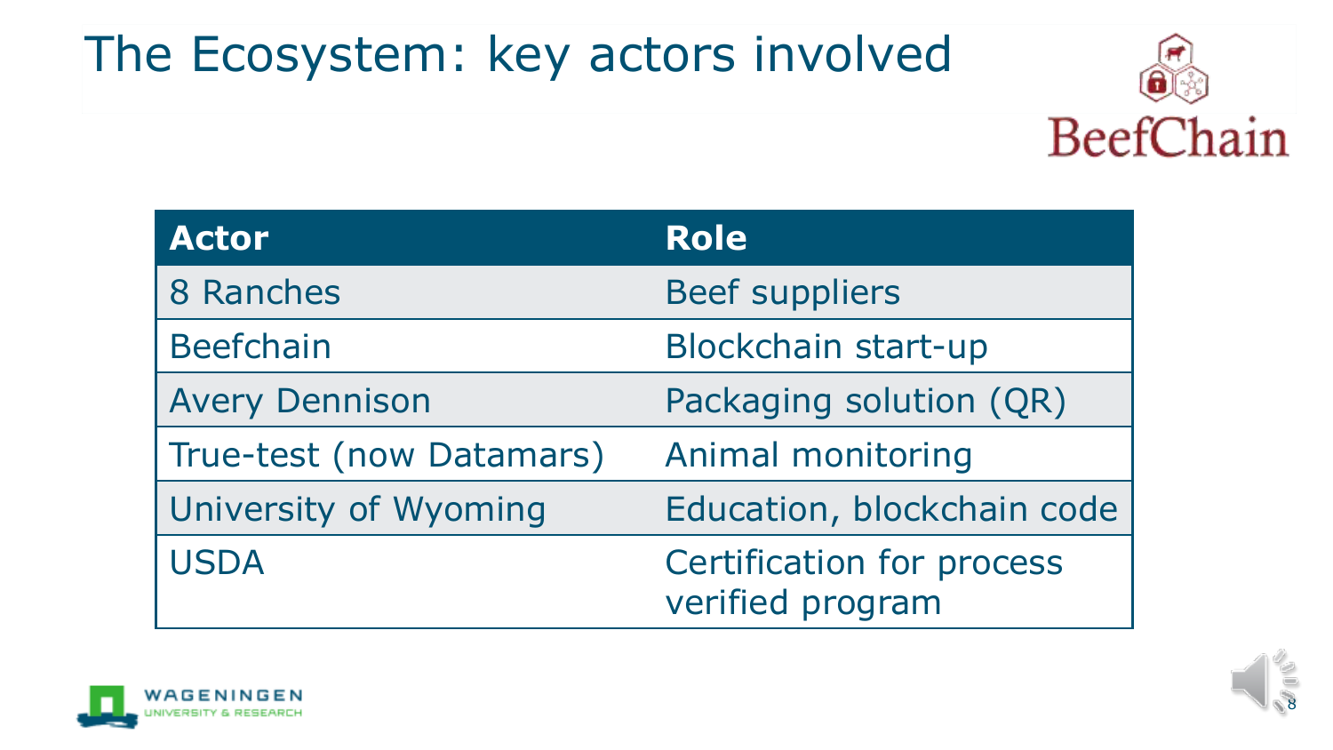# The Ecosystem: key actors involved

| Actor | Role |
| --- | --- |
| 8 Ranches | Beef suppliers |
| Beefchain | Blockchain start-up |
| Avery Dennison | Packaging solution (QR) |
| True-test (now Datamars) | Animal monitoring |
| University of Wyoming | Education, blockchain code |
| USDA | Certification for process verified program |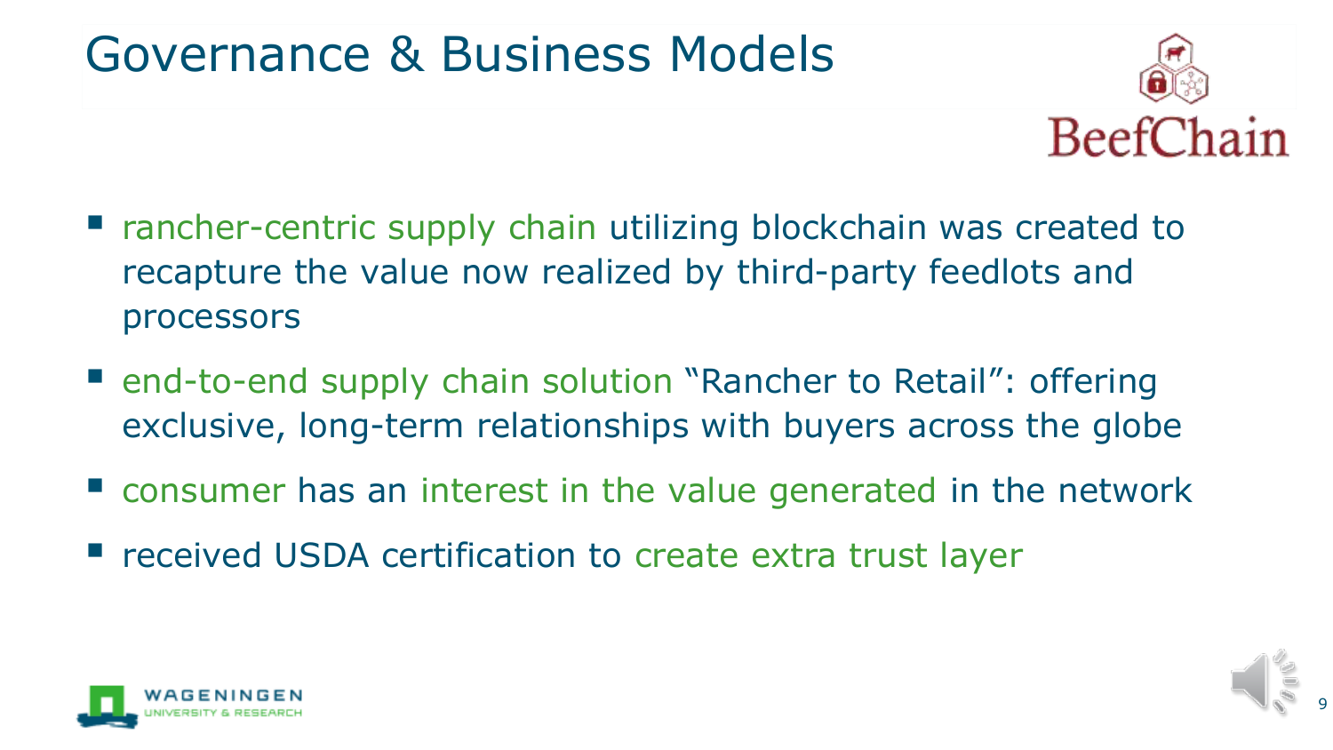# Governance & Business Models

BeefChain

- rancher-centric supply chain utilizing blockchain was created to recapture the value now realized by third-party feedlots and processors
- end-to-end supply chain solution "Rancher to Retail": offering exclusive, long-term relationships with buyers across the globe
- consumer has an interest in the value generated in the network
- received USDA certification to create extra trust layer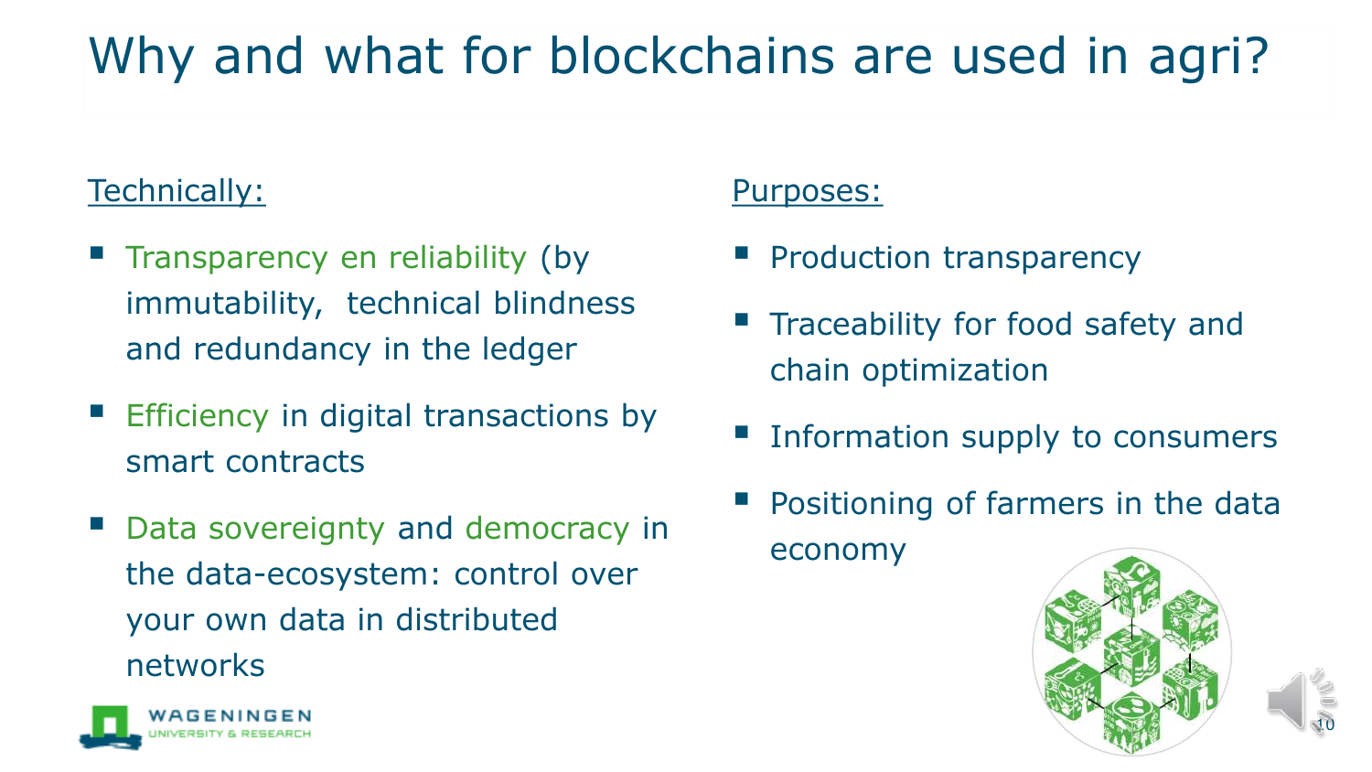# Why and what for blockchains are used in agri?

Technically:

- Transparency en reliability (by immutability, technical blindness and redundancy in the ledger
- Efficiency in digital transactions by smart contracts
- Data sovereignty and democracy in the data-ecosystem: control over your own data in distributed networks

Purposes:

- Production transparency
- Traceability for food safety and chain optimization
- Information supply to consumers
- Positioning of farmers in the data economy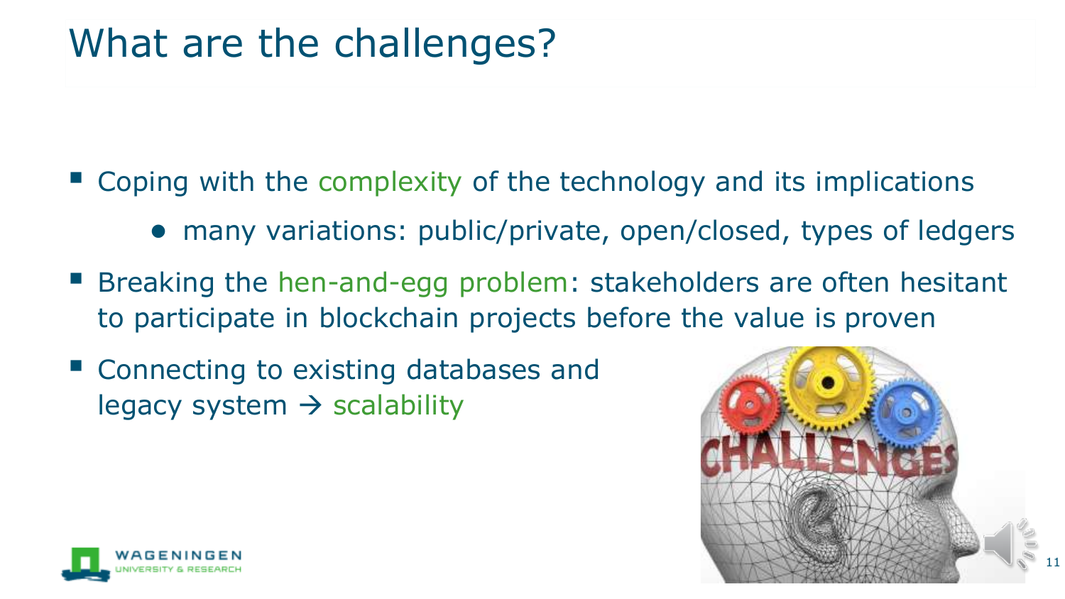# What are the challenges?

- Coping with the complexity of the technology and its implications
  - many variations: public/private, open/closed, types of ledgers
- Breaking the hen-and-egg problem: stakeholders are often hesitant to participate in blockchain projects before the value is proven
- Connecting to existing databases and legacy system → scalability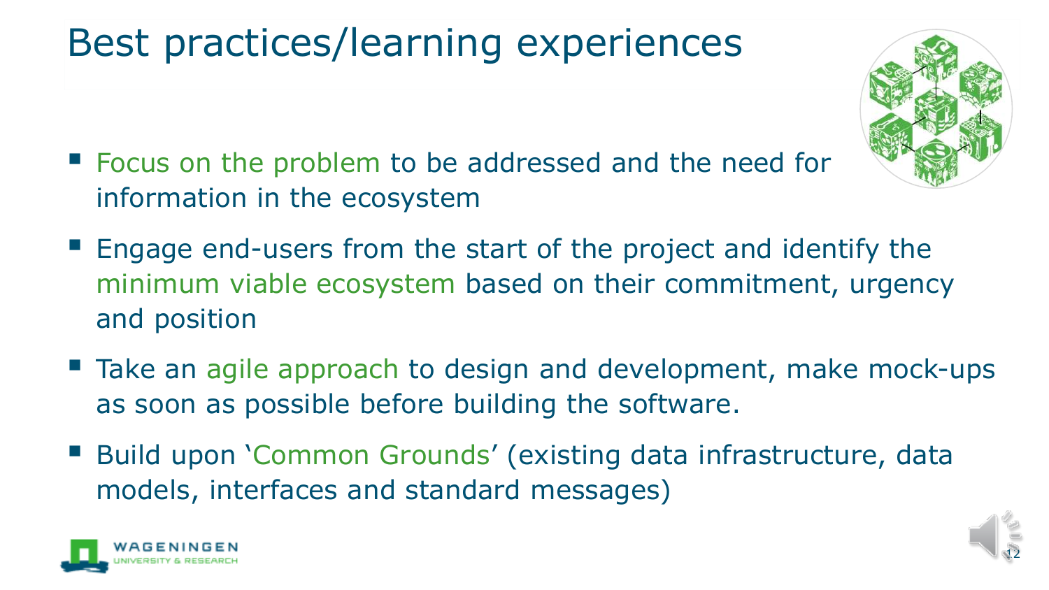# Best practices/learning experiences

- Focus on the problem to be addressed and the need for information in the ecosystem
- Engage end-users from the start of the project and identify the minimum viable ecosystem based on their commitment, urgency and position
- Take an agile approach to design and development, make mock-ups as soon as possible before building the software.
- Build upon 'Common Grounds' (existing data infrastructure, data models, interfaces and standard messages)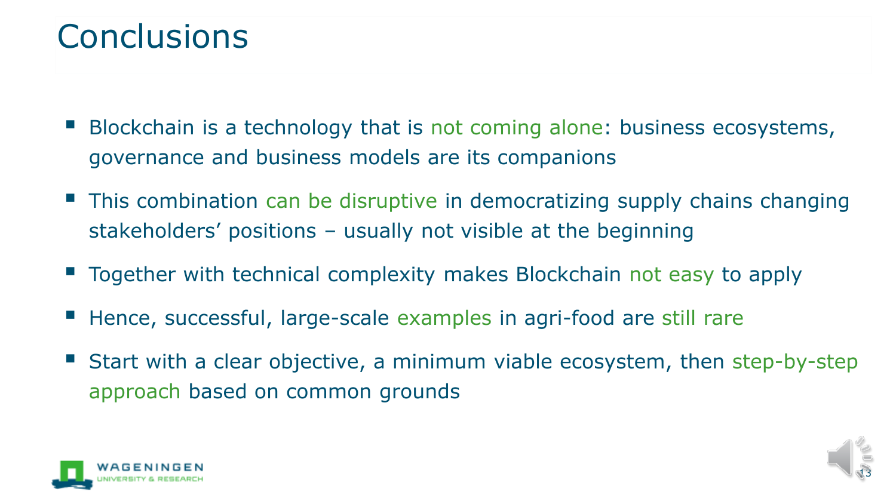# Conclusions

- Blockchain is a technology that is not coming alone: business ecosystems, governance and business models are its companions
- This combination can be disruptive in democratizing supply chains changing stakeholders' positions – usually not visible at the beginning
- Together with technical complexity makes Blockchain not easy to apply
- Hence, successful, large-scale examples in agri-food are still rare
- Start with a clear objective, a minimum viable ecosystem, then step-by-step approach based on common grounds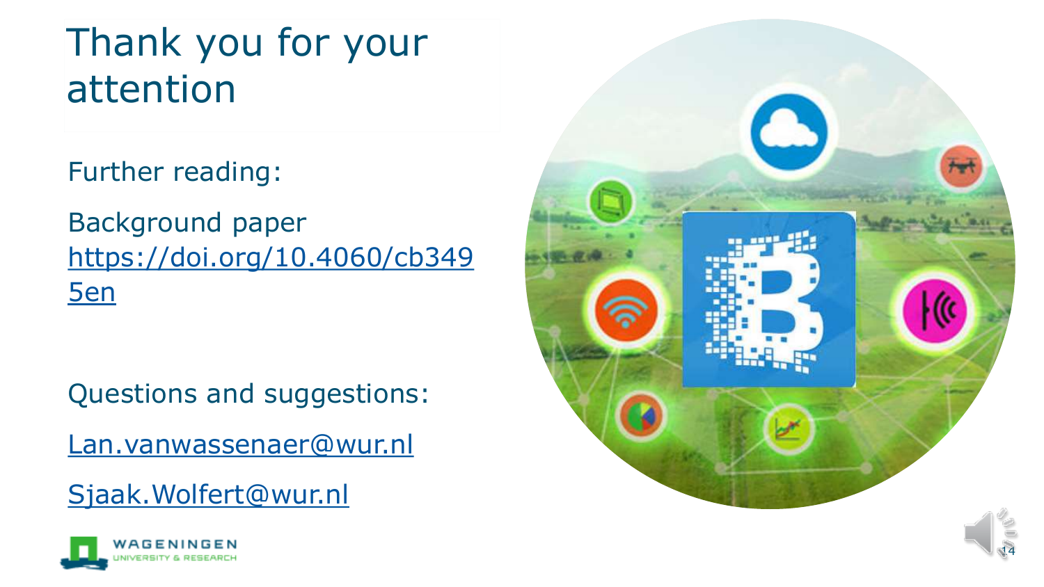# Thank you for your attention

Further reading:

Background paper
https://doi.org/10.4060/cb3495en

Questions and suggestions:

Lan.vanwassenaer@wur.nl

Sjaak.Wolfert@wur.nl